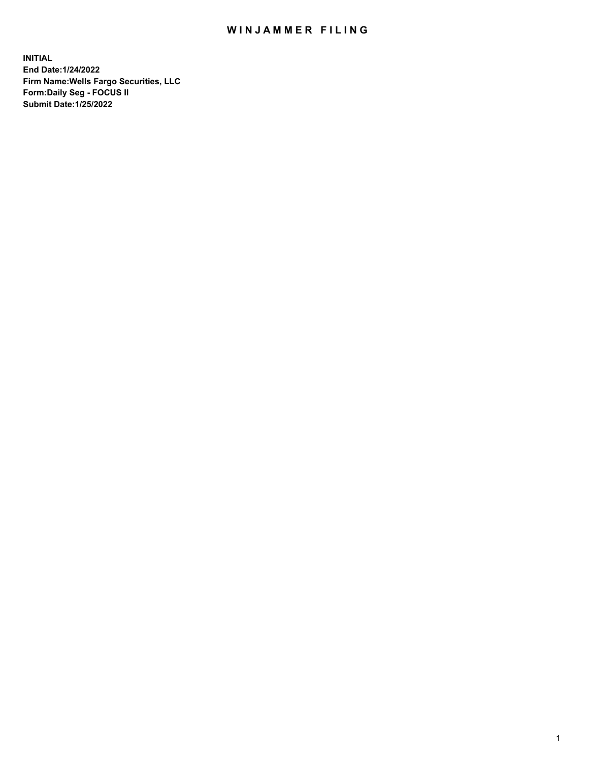# WINJAMMER FILING

**INITIAL**
**End Date:1/24/2022**
**Firm Name:Wells Fargo Securities, LLC**
**Form:Daily Seg - FOCUS II**
**Submit Date:1/25/2022**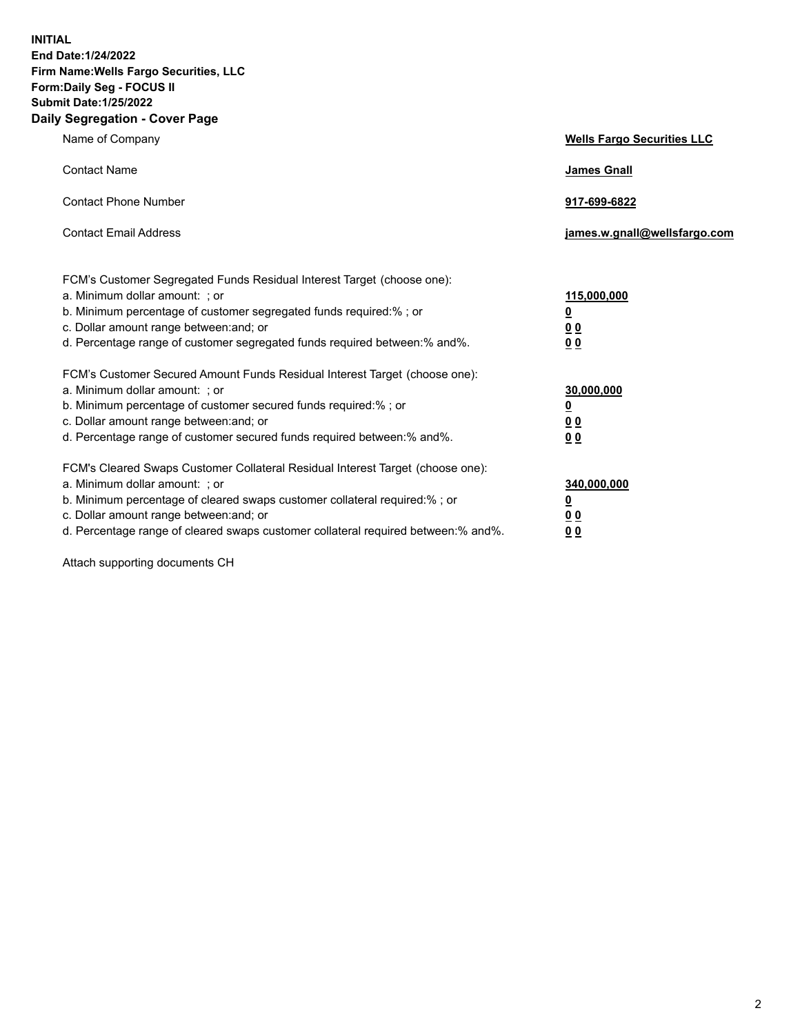**INITIAL**
**End Date:1/24/2022**
**Firm Name:Wells Fargo Securities, LLC**
**Form:Daily Seg - FOCUS II**
**Submit Date:1/25/2022**

## Daily Segregation - Cover Page

| | |
|---|---|
| Name of Company | **Wells Fargo Securities LLC** |
| Contact Name | **James Gnall** |
| Contact Phone Number | **917-699-6822** |
| Contact Email Address | **james.w.gnall@wellsfargo.com** |

FCM's Customer Segregated Funds Residual Interest Target (choose one):

| | |
|---|---|
| a. Minimum dollar amount: ; or | **115,000,000** |
| b. Minimum percentage of customer segregated funds required:% ; or | **0** |
| c. Dollar amount range between:and; or | **0 0** |
| d. Percentage range of customer segregated funds required between:% and%. | **0 0** |

FCM's Customer Secured Amount Funds Residual Interest Target (choose one):

| | |
|---|---|
| a. Minimum dollar amount: ; or | **30,000,000** |
| b. Minimum percentage of customer secured funds required:% ; or | **0** |
| c. Dollar amount range between:and; or | **0 0** |
| d. Percentage range of customer secured funds required between:% and%. | **0 0** |

FCM's Cleared Swaps Customer Collateral Residual Interest Target (choose one):

| | |
|---|---|
| a. Minimum dollar amount: ; or | **340,000,000** |
| b. Minimum percentage of cleared swaps customer collateral required:% ; or | **0** |
| c. Dollar amount range between:and; or | **0 0** |
| d. Percentage range of cleared swaps customer collateral required between:% and%. | **0 0** |

Attach supporting documents CH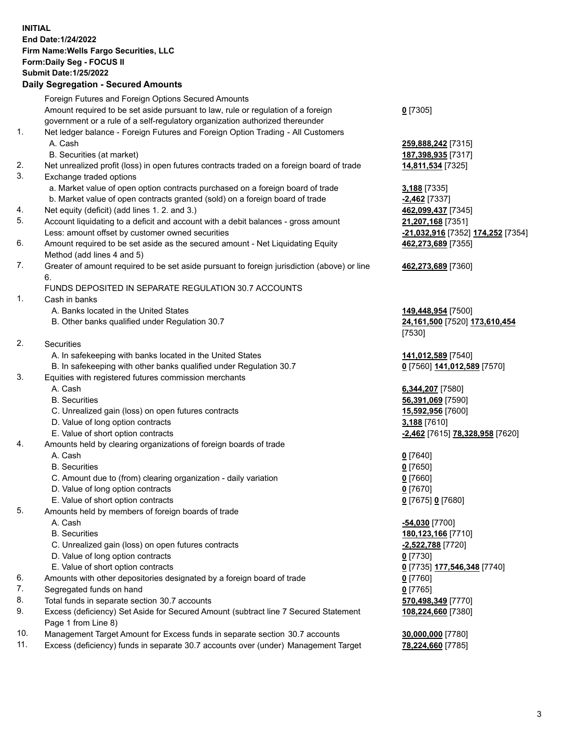**INITIAL**
**End Date:1/24/2022**
**Firm Name:Wells Fargo Securities, LLC**
**Form:Daily Seg - FOCUS II**
**Submit Date:1/25/2022**

## Daily Segregation - Secured Amounts

| | | |
|---|---|---|
| | Foreign Futures and Foreign Options Secured Amounts | |
| | Amount required to be set aside pursuant to law, rule or regulation of a foreign government or a rule of a self-regulatory organization authorized thereunder | **0** [7305] |
| 1. | Net ledger balance - Foreign Futures and Foreign Option Trading - All Customers | |
| | A. Cash | **259,888,242** [7315] |
| | B. Securities (at market) | **187,398,935** [7317] |
| 2. | Net unrealized profit (loss) in open futures contracts traded on a foreign board of trade | **14,811,534** [7325] |
| 3. | Exchange traded options | |
| | a. Market value of open option contracts purchased on a foreign board of trade | **3,188** [7335] |
| | b. Market value of open contracts granted (sold) on a foreign board of trade | **-2,462** [7337] |
| 4. | Net equity (deficit) (add lines 1. 2. and 3.) | **462,099,437** [7345] |
| 5. | Account liquidating to a deficit and account with a debit balances - gross amount | **21,207,168** [7351] |
| | Less: amount offset by customer owned securities | **-21,032,916** [7352] **174,252** [7354] |
| 6. | Amount required to be set aside as the secured amount - Net Liquidating Equity Method (add lines 4 and 5) | **462,273,689** [7355] |
| 7. | Greater of amount required to be set aside pursuant to foreign jurisdiction (above) or line 6. | **462,273,689** [7360] |
| | FUNDS DEPOSITED IN SEPARATE REGULATION 30.7 ACCOUNTS | |
| 1. | Cash in banks | |
| | A. Banks located in the United States | **149,448,954** [7500] |
| | B. Other banks qualified under Regulation 30.7 | **24,161,500** [7520] **173,610,454** [7530] |
| 2. | Securities | |
| | A. In safekeeping with banks located in the United States | **141,012,589** [7540] |
| | B. In safekeeping with other banks qualified under Regulation 30.7 | **0** [7560] **141,012,589** [7570] |
| 3. | Equities with registered futures commission merchants | |
| | A. Cash | **6,344,207** [7580] |
| | B. Securities | **56,391,069** [7590] |
| | C. Unrealized gain (loss) on open futures contracts | **15,592,956** [7600] |
| | D. Value of long option contracts | **3,188** [7610] |
| | E. Value of short option contracts | **-2,462** [7615] **78,328,958** [7620] |
| 4. | Amounts held by clearing organizations of foreign boards of trade | |
| | A. Cash | **0** [7640] |
| | B. Securities | **0** [7650] |
| | C. Amount due to (from) clearing organization - daily variation | **0** [7660] |
| | D. Value of long option contracts | **0** [7670] |
| | E. Value of short option contracts | **0** [7675] **0** [7680] |
| 5. | Amounts held by members of foreign boards of trade | |
| | A. Cash | **-54,030** [7700] |
| | B. Securities | **180,123,166** [7710] |
| | C. Unrealized gain (loss) on open futures contracts | **-2,522,788** [7720] |
| | D. Value of long option contracts | **0** [7730] |
| | E. Value of short option contracts | **0** [7735] **177,546,348** [7740] |
| 6. | Amounts with other depositories designated by a foreign board of trade | **0** [7760] |
| 7. | Segregated funds on hand | **0** [7765] |
| 8. | Total funds in separate section 30.7 accounts | **570,498,349** [7770] |
| 9. | Excess (deficiency) Set Aside for Secured Amount (subtract line 7 Secured Statement Page 1 from Line 8) | **108,224,660** [7380] |
| 10. | Management Target Amount for Excess funds in separate section 30.7 accounts | **30,000,000** [7780] |
| 11. | Excess (deficiency) funds in separate 30.7 accounts over (under) Management Target | **78,224,660** [7785] |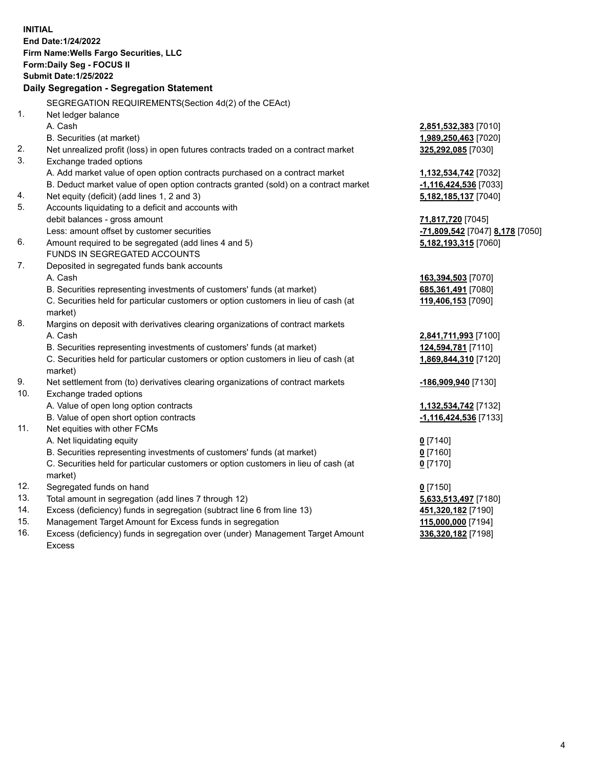**INITIAL**
**End Date:1/24/2022**
**Firm Name:Wells Fargo Securities, LLC**
**Form:Daily Seg - FOCUS II**
**Submit Date:1/25/2022**

### Daily Segregation - Segregation Statement

SEGREGATION REQUIREMENTS(Section 4d(2) of the CEAct)

| | | |
|---|---|---|
| 1. | Net ledger balance | |
| | A. Cash | **2,851,532,383** [7010] |
| | B. Securities (at market) | **1,989,250,463** [7020] |
| 2. | Net unrealized profit (loss) in open futures contracts traded on a contract market | **325,292,085** [7030] |
| 3. | Exchange traded options | |
| | A. Add market value of open option contracts purchased on a contract market | **1,132,534,742** [7032] |
| | B. Deduct market value of open option contracts granted (sold) on a contract market | **-1,116,424,536** [7033] |
| 4. | Net equity (deficit) (add lines 1, 2 and 3) | **5,182,185,137** [7040] |
| 5. | Accounts liquidating to a deficit and accounts with debit balances - gross amount | **71,817,720** [7045] |
| | Less: amount offset by customer securities | **-71,809,542** [7047] **8,178** [7050] |
| 6. | Amount required to be segregated (add lines 4 and 5) | **5,182,193,315** [7060] |
| | FUNDS IN SEGREGATED ACCOUNTS | |
| 7. | Deposited in segregated funds bank accounts | |
| | A. Cash | **163,394,503** [7070] |
| | B. Securities representing investments of customers' funds (at market) | **685,361,491** [7080] |
| | C. Securities held for particular customers or option customers in lieu of cash (at market) | **119,406,153** [7090] |
| 8. | Margins on deposit with derivatives clearing organizations of contract markets | |
| | A. Cash | **2,841,711,993** [7100] |
| | B. Securities representing investments of customers' funds (at market) | **124,594,781** [7110] |
| | C. Securities held for particular customers or option customers in lieu of cash (at market) | **1,869,844,310** [7120] |
| 9. | Net settlement from (to) derivatives clearing organizations of contract markets | **-186,909,940** [7130] |
| 10. | Exchange traded options | |
| | A. Value of open long option contracts | **1,132,534,742** [7132] |
| | B. Value of open short option contracts | **-1,116,424,536** [7133] |
| 11. | Net equities with other FCMs | |
| | A. Net liquidating equity | **0** [7140] |
| | B. Securities representing investments of customers' funds (at market) | **0** [7160] |
| | C. Securities held for particular customers or option customers in lieu of cash (at market) | **0** [7170] |
| 12. | Segregated funds on hand | **0** [7150] |
| 13. | Total amount in segregation (add lines 7 through 12) | **5,633,513,497** [7180] |
| 14. | Excess (deficiency) funds in segregation (subtract line 6 from line 13) | **451,320,182** [7190] |
| 15. | Management Target Amount for Excess funds in segregation | **115,000,000** [7194] |
| 16. | Excess (deficiency) funds in segregation over (under) Management Target Amount Excess | **336,320,182** [7198] |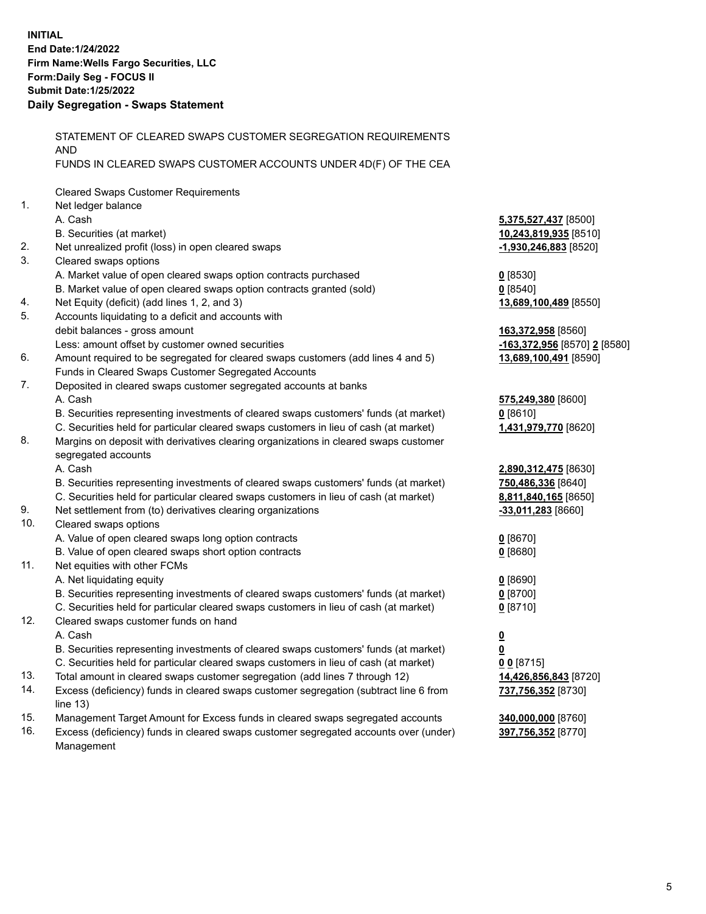**INITIAL**
**End Date:1/24/2022**
**Firm Name:Wells Fargo Securities, LLC**
**Form:Daily Seg - FOCUS II**
**Submit Date:1/25/2022**
**Daily Segregation - Swaps Statement**

STATEMENT OF CLEARED SWAPS CUSTOMER SEGREGATION REQUIREMENTS AND FUNDS IN CLEARED SWAPS CUSTOMER ACCOUNTS UNDER 4D(F) OF THE CEA

| | | |
|---|---|---|
| | Cleared Swaps Customer Requirements | |
| 1. | Net ledger balance | |
| | A. Cash | **5,375,527,437** [8500] |
| | B. Securities (at market) | **10,243,819,935** [8510] |
| 2. | Net unrealized profit (loss) in open cleared swaps | **-1,930,246,883** [8520] |
| 3. | Cleared swaps options | |
| | A. Market value of open cleared swaps option contracts purchased | **0** [8530] |
| | B. Market value of open cleared swaps option contracts granted (sold) | **0** [8540] |
| 4. | Net Equity (deficit) (add lines 1, 2, and 3) | **13,689,100,489** [8550] |
| 5. | Accounts liquidating to a deficit and accounts with debit balances - gross amount | **163,372,958** [8560] |
| | Less: amount offset by customer owned securities | **-163,372,956** [8570] **2** [8580] |
| 6. | Amount required to be segregated for cleared swaps customers (add lines 4 and 5) | **13,689,100,491** [8590] |
| | Funds in Cleared Swaps Customer Segregated Accounts | |
| 7. | Deposited in cleared swaps customer segregated accounts at banks | |
| | A. Cash | **575,249,380** [8600] |
| | B. Securities representing investments of cleared swaps customers' funds (at market) | **0** [8610] |
| | C. Securities held for particular cleared swaps customers in lieu of cash (at market) | **1,431,979,770** [8620] |
| 8. | Margins on deposit with derivatives clearing organizations in cleared swaps customer segregated accounts | |
| | A. Cash | **2,890,312,475** [8630] |
| | B. Securities representing investments of cleared swaps customers' funds (at market) | **750,486,336** [8640] |
| | C. Securities held for particular cleared swaps customers in lieu of cash (at market) | **8,811,840,165** [8650] |
| 9. | Net settlement from (to) derivatives clearing organizations | **-33,011,283** [8660] |
| 10. | Cleared swaps options | |
| | A. Value of open cleared swaps long option contracts | **0** [8670] |
| | B. Value of open cleared swaps short option contracts | **0** [8680] |
| 11. | Net equities with other FCMs | |
| | A. Net liquidating equity | **0** [8690] |
| | B. Securities representing investments of cleared swaps customers' funds (at market) | **0** [8700] |
| | C. Securities held for particular cleared swaps customers in lieu of cash (at market) | **0** [8710] |
| 12. | Cleared swaps customer funds on hand | |
| | A. Cash | **0** |
| | B. Securities representing investments of cleared swaps customers' funds (at market) | **0** |
| | C. Securities held for particular cleared swaps customers in lieu of cash (at market) | **0** **0** [8715] |
| 13. | Total amount in cleared swaps customer segregation (add lines 7 through 12) | **14,426,856,843** [8720] |
| 14. | Excess (deficiency) funds in cleared swaps customer segregation (subtract line 6 from line 13) | **737,756,352** [8730] |
| 15. | Management Target Amount for Excess funds in cleared swaps segregated accounts | **340,000,000** [8760] |
| 16. | Excess (deficiency) funds in cleared swaps customer segregated accounts over (under) Management | **397,756,352** [8770] |